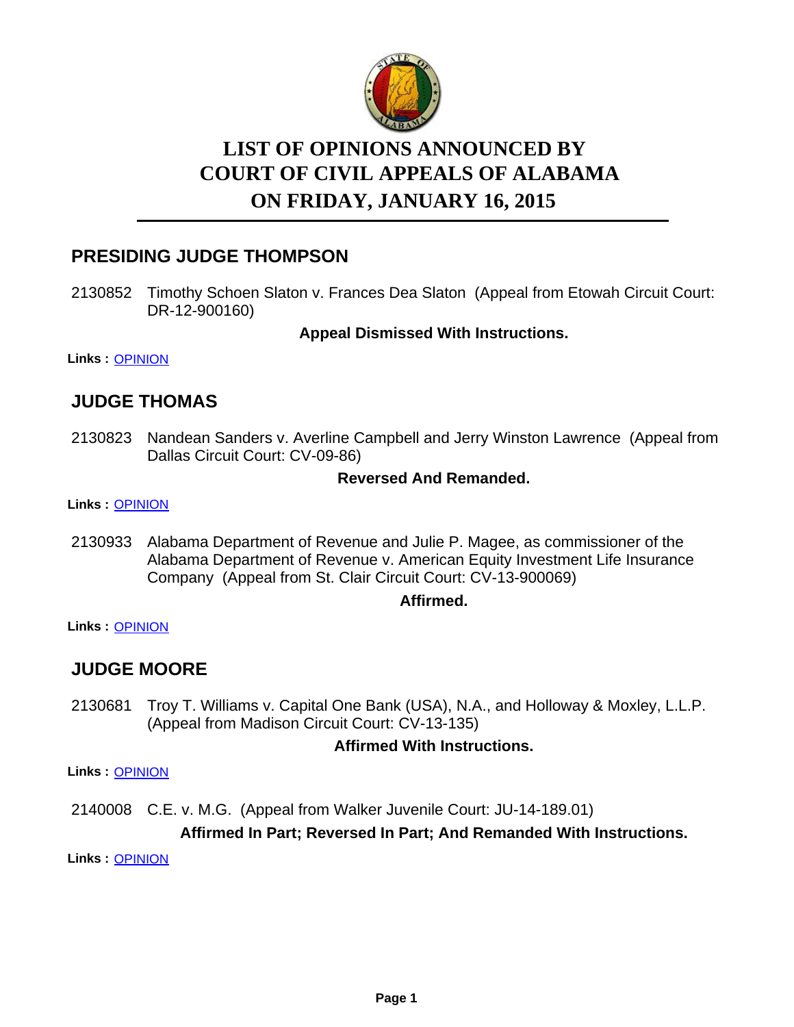# LIST OF OPINIONS ANNOUNCED BY COURT OF CIVIL APPEALS OF ALABAMA ON FRIDAY, JANUARY 16, 2015

## PRESIDING JUDGE THOMPSON

2130852 Timothy Schoen Slaton v. Frances Dea Slaton (Appeal from Etowah Circuit Court: DR-12-900160)

**Appeal Dismissed With Instructions.**

**Links :** OPINION

## JUDGE THOMAS

2130823 Nandean Sanders v. Averline Campbell and Jerry Winston Lawrence (Appeal from Dallas Circuit Court: CV-09-86)

**Reversed And Remanded.**

**Links :** OPINION

2130933 Alabama Department of Revenue and Julie P. Magee, as commissioner of the Alabama Department of Revenue v. American Equity Investment Life Insurance Company (Appeal from St. Clair Circuit Court: CV-13-900069)

**Affirmed.**

**Links :** OPINION

## JUDGE MOORE

2130681 Troy T. Williams v. Capital One Bank (USA), N.A., and Holloway & Moxley, L.L.P. (Appeal from Madison Circuit Court: CV-13-135)

**Affirmed With Instructions.**

**Links :** OPINION

2140008 C.E. v. M.G. (Appeal from Walker Juvenile Court: JU-14-189.01)

**Affirmed In Part; Reversed In Part; And Remanded With Instructions.**

**Links :** OPINION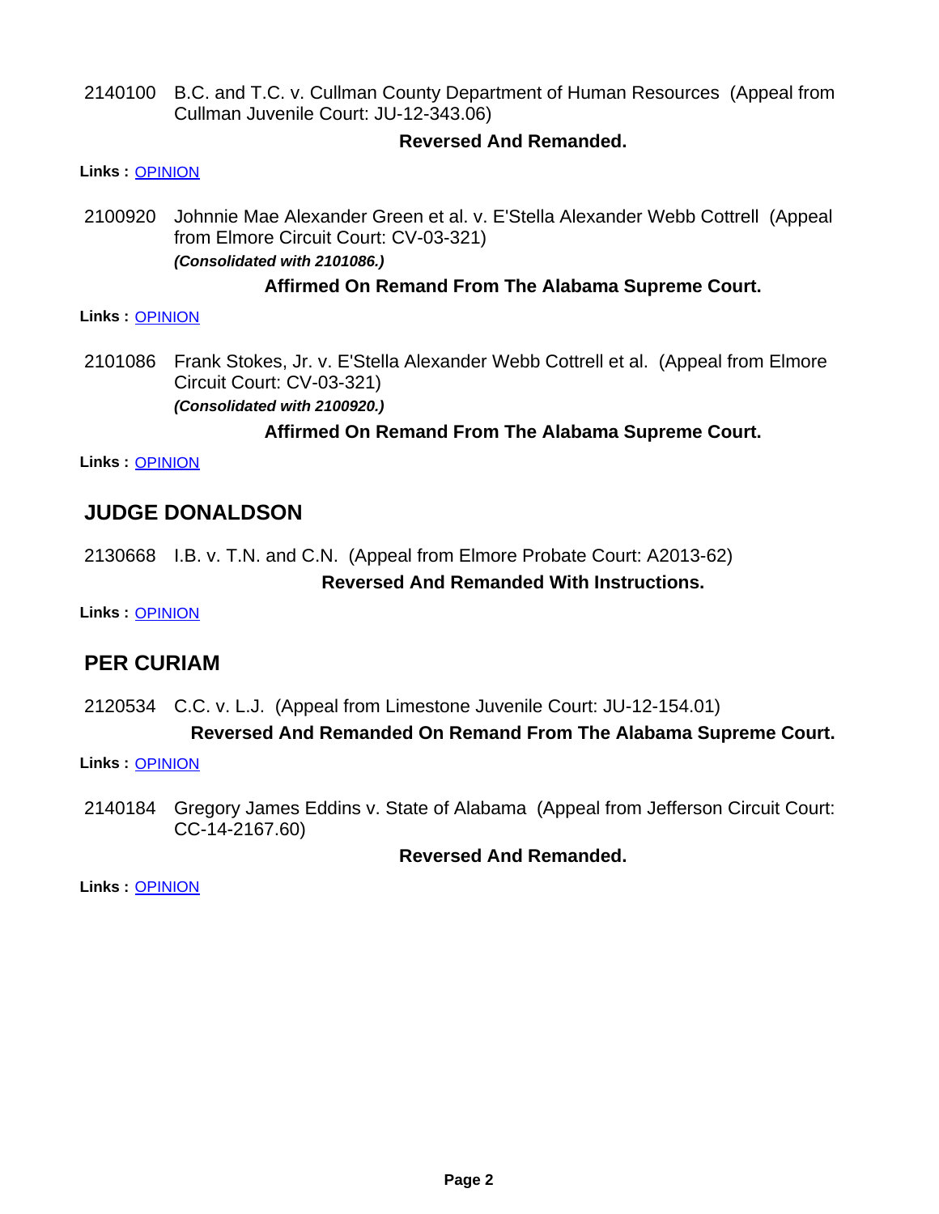2140100 B.C. and T.C. v. Cullman County Department of Human Resources (Appeal from Cullman Juvenile Court: JU-12-343.06)

**Reversed And Remanded.**

**Links :** OPINION

2100920 Johnnie Mae Alexander Green et al. v. E'Stella Alexander Webb Cottrell (Appeal from Elmore Circuit Court: CV-03-321)

***(Consolidated with 2101086.)***

**Affirmed On Remand From The Alabama Supreme Court.**

**Links :** OPINION

2101086 Frank Stokes, Jr. v. E'Stella Alexander Webb Cottrell et al. (Appeal from Elmore Circuit Court: CV-03-321)

***(Consolidated with 2100920.)***

**Affirmed On Remand From The Alabama Supreme Court.**

**Links :** OPINION

## JUDGE DONALDSON

2130668 I.B. v. T.N. and C.N. (Appeal from Elmore Probate Court: A2013-62)

**Reversed And Remanded With Instructions.**

**Links :** OPINION

## PER CURIAM

2120534 C.C. v. L.J. (Appeal from Limestone Juvenile Court: JU-12-154.01)

**Reversed And Remanded On Remand From The Alabama Supreme Court.**

**Links :** OPINION

2140184 Gregory James Eddins v. State of Alabama (Appeal from Jefferson Circuit Court: CC-14-2167.60)

**Reversed And Remanded.**

**Links :** OPINION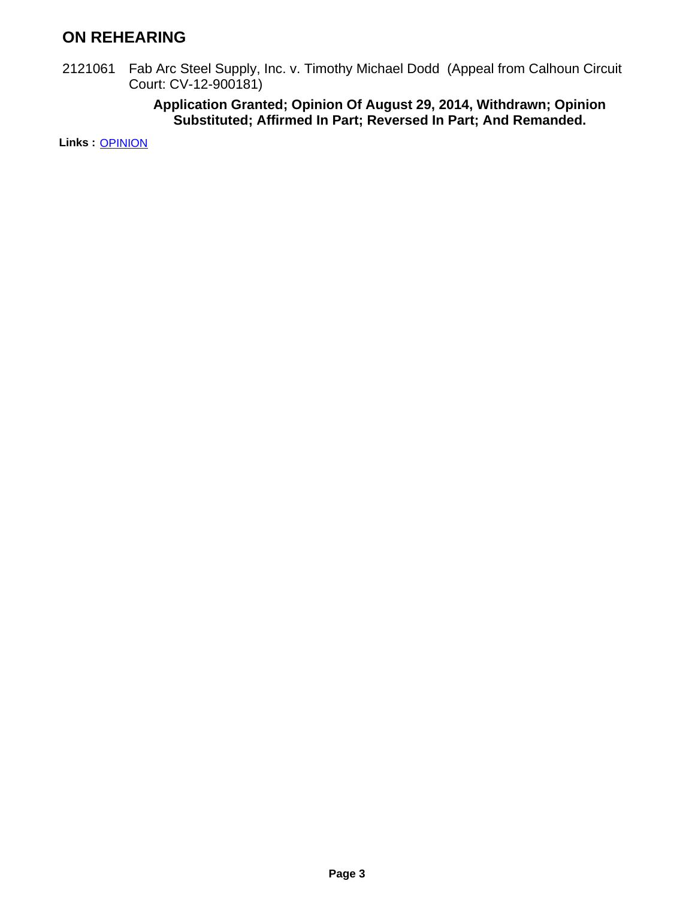## ON REHEARING

2121061 Fab Arc Steel Supply, Inc. v. Timothy Michael Dodd (Appeal from Calhoun Circuit Court: CV-12-900181)

**Application Granted; Opinion Of August 29, 2014, Withdrawn; Opinion Substituted; Affirmed In Part; Reversed In Part; And Remanded.**

**Links :** OPINION